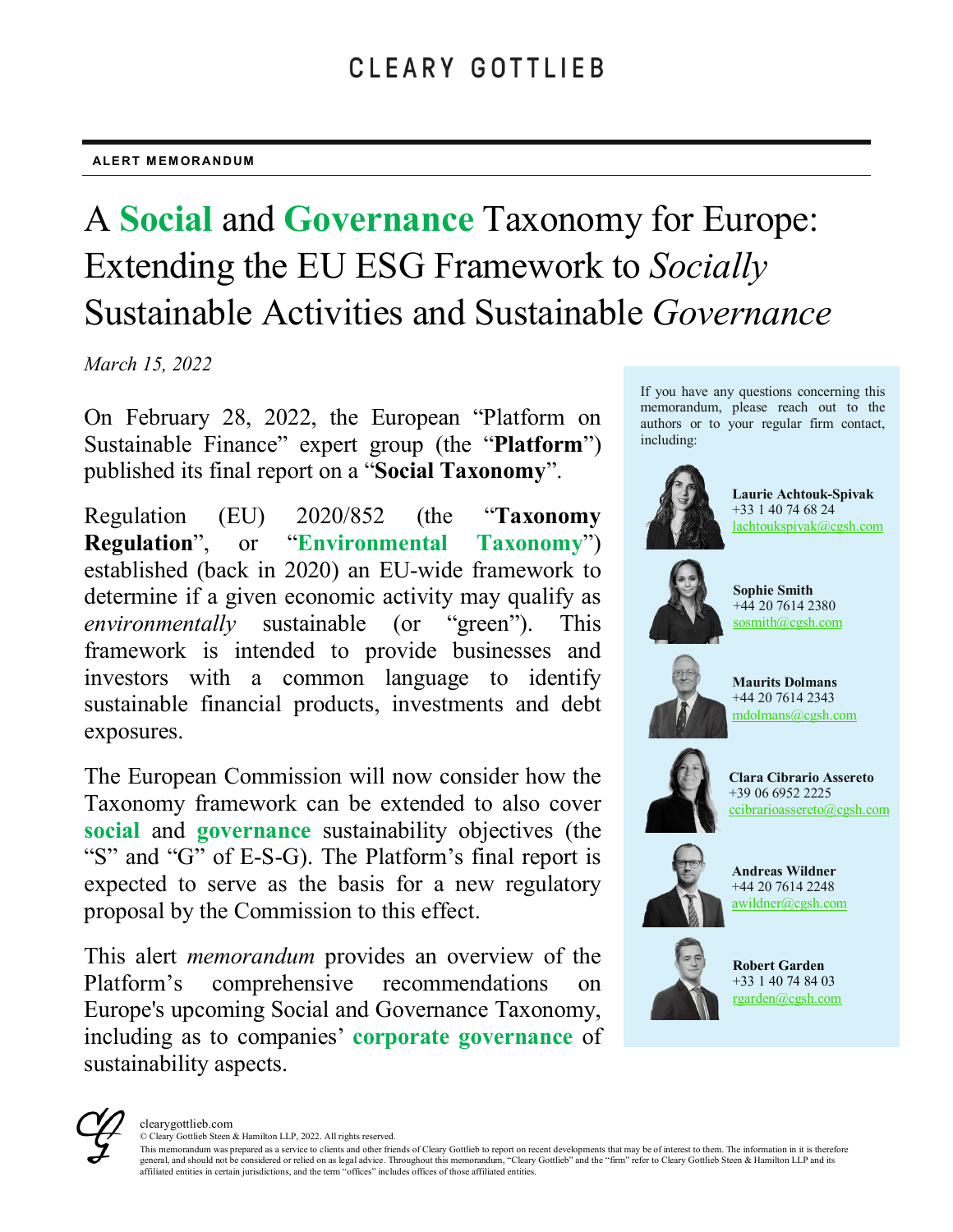CLEARY GOTTLIEB

ALERT MEMORANDUM

# A **Social** and **Governance** Taxonomy for Europe: Extending the EU ESG Framework to *Socially* Sustainable Activities and Sustainable *Governance*

*March 15, 2022*

On February 28, 2022, the European "Platform on Sustainable Finance" expert group (the "**Platform**") published its final report on a "**Social Taxonomy**".

Regulation (EU) 2020/852 (the "**Taxonomy Regulation**", or "**Environmental Taxonomy**") established (back in 2020) an EU-wide framework to determine if a given economic activity may qualify as *environmentally* sustainable (or "green"). This framework is intended to provide businesses and investors with a common language to identify sustainable financial products, investments and debt exposures.

The European Commission will now consider how the Taxonomy framework can be extended to also cover **social** and **governance** sustainability objectives (the "S" and "G" of E-S-G). The Platform's final report is expected to serve as the basis for a new regulatory proposal by the Commission to this effect.

This alert *memorandum* provides an overview of the Platform's comprehensive recommendations on Europe's upcoming Social and Governance Taxonomy, including as to companies' **corporate governance** of sustainability aspects.

If you have any questions concerning this memorandum, please reach out to the authors or to your regular firm contact, including:

**Laurie Achtouk-Spivak**
+33 1 40 74 68 24
lachtoukspivak@cgsh.com

**Sophie Smith**
+44 20 7614 2380
sosmith@cgsh.com

**Maurits Dolmans**
+44 20 7614 2343
mdolmans@cgsh.com

**Clara Cibrario Assereto**
+39 06 6952 2225
ccibrarioassereto@cgsh.com

**Andreas Wildner**
+44 20 7614 2248
awildner@cgsh.com

**Robert Garden**
+33 1 40 74 84 03
rgarden@cgsh.com

clearygottlieb.com
© Cleary Gottlieb Steen & Hamilton LLP, 2022. All rights reserved.
This memorandum was prepared as a service to clients and other friends of Cleary Gottlieb to report on recent developments that may be of interest to them. The information in it is therefore general, and should not be considered or relied on as legal advice. Throughout this memorandum, "Cleary Gottlieb" and the "firm" refer to Cleary Gottlieb Steen & Hamilton LLP and its affiliated entities in certain jurisdictions, and the term "offices" includes offices of those affiliated entities.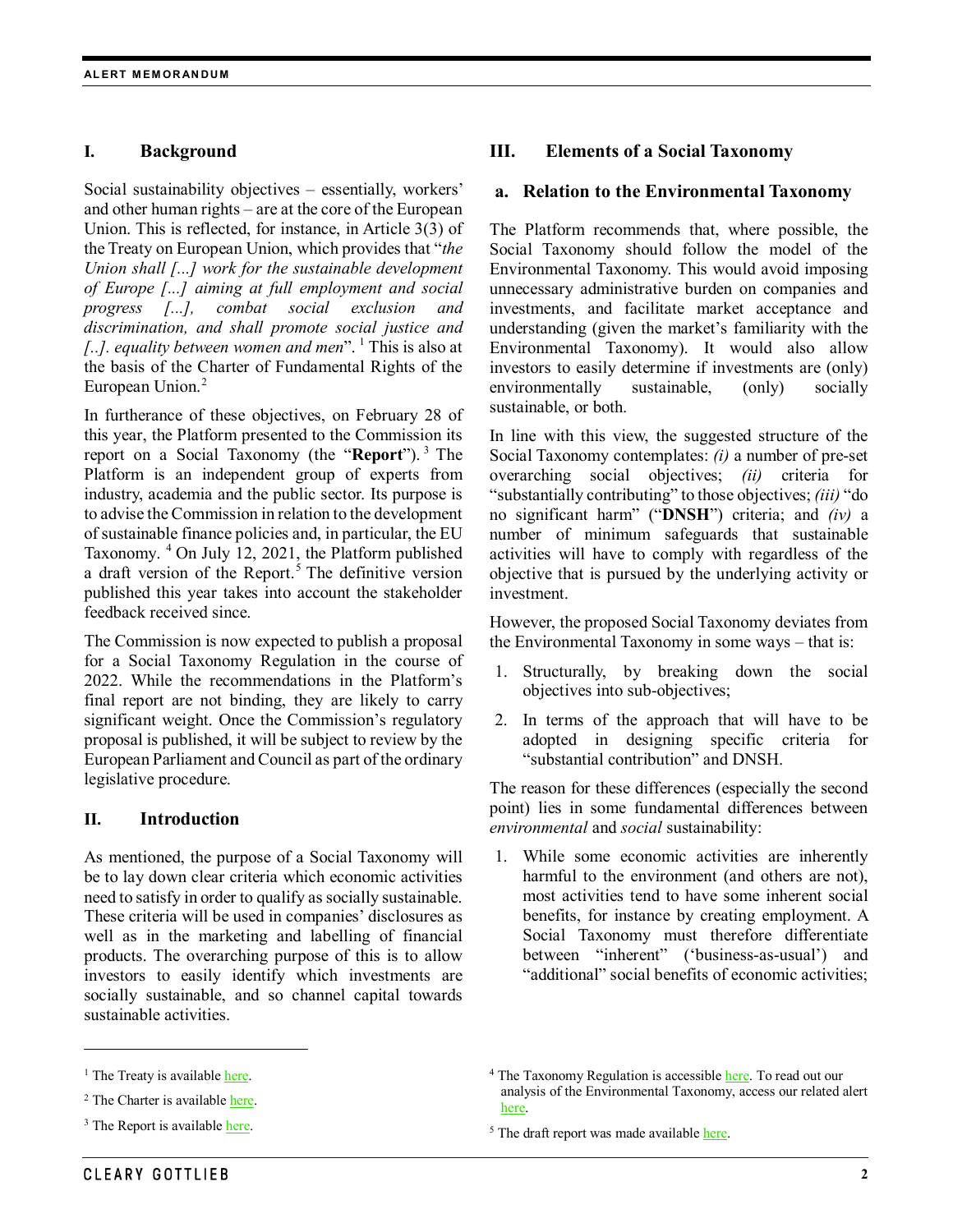## I. Background

Social sustainability objectives – essentially, workers' and other human rights – are at the core of the European Union. This is reflected, for instance, in Article 3(3) of the Treaty on European Union, which provides that "*the Union shall [...] work for the sustainable development of Europe [...] aiming at full employment and social progress [...], combat social exclusion and discrimination, and shall promote social justice and [..]. equality between women and men*".[1] This is also at the basis of the Charter of Fundamental Rights of the European Union.[2]

In furtherance of these objectives, on February 28 of this year, the Platform presented to the Commission its report on a Social Taxonomy (the "**Report**").[3] The Platform is an independent group of experts from industry, academia and the public sector. Its purpose is to advise the Commission in relation to the development of sustainable finance policies and, in particular, the EU Taxonomy.[4] On July 12, 2021, the Platform published a draft version of the Report.[5] The definitive version published this year takes into account the stakeholder feedback received since.

The Commission is now expected to publish a proposal for a Social Taxonomy Regulation in the course of 2022. While the recommendations in the Platform's final report are not binding, they are likely to carry significant weight. Once the Commission's regulatory proposal is published, it will be subject to review by the European Parliament and Council as part of the ordinary legislative procedure.

## II. Introduction

As mentioned, the purpose of a Social Taxonomy will be to lay down clear criteria which economic activities need to satisfy in order to qualify as socially sustainable. These criteria will be used in companies' disclosures as well as in the marketing and labelling of financial products. The overarching purpose of this is to allow investors to easily identify which investments are socially sustainable, and so channel capital towards sustainable activities.

## III. Elements of a Social Taxonomy

### a. Relation to the Environmental Taxonomy

The Platform recommends that, where possible, the Social Taxonomy should follow the model of the Environmental Taxonomy. This would avoid imposing unnecessary administrative burden on companies and investments, and facilitate market acceptance and understanding (given the market's familiarity with the Environmental Taxonomy). It would also allow investors to easily determine if investments are (only) environmentally sustainable, (only) socially sustainable, or both.

In line with this view, the suggested structure of the Social Taxonomy contemplates: *(i)* a number of pre-set overarching social objectives; *(ii)* criteria for "substantially contributing" to those objectives; *(iii)* "do no significant harm" ("**DNSH**") criteria; and *(iv)* a number of minimum safeguards that sustainable activities will have to comply with regardless of the objective that is pursued by the underlying activity or investment.

However, the proposed Social Taxonomy deviates from the Environmental Taxonomy in some ways – that is:

1. Structurally, by breaking down the social objectives into sub-objectives;
2. In terms of the approach that will have to be adopted in designing specific criteria for "substantial contribution" and DNSH.

The reason for these differences (especially the second point) lies in some fundamental differences between *environmental* and *social* sustainability:

1. While some economic activities are inherently harmful to the environment (and others are not), most activities tend to have some inherent social benefits, for instance by creating employment. A Social Taxonomy must therefore differentiate between "inherent" ('business-as-usual') and "additional" social benefits of economic activities;

---

[1] The Treaty is available here.

[2] The Charter is available here.

[3] The Report is available here.

[4] The Taxonomy Regulation is accessible here. To read out our analysis of the Environmental Taxonomy, access our related alert here.

[5] The draft report was made available here.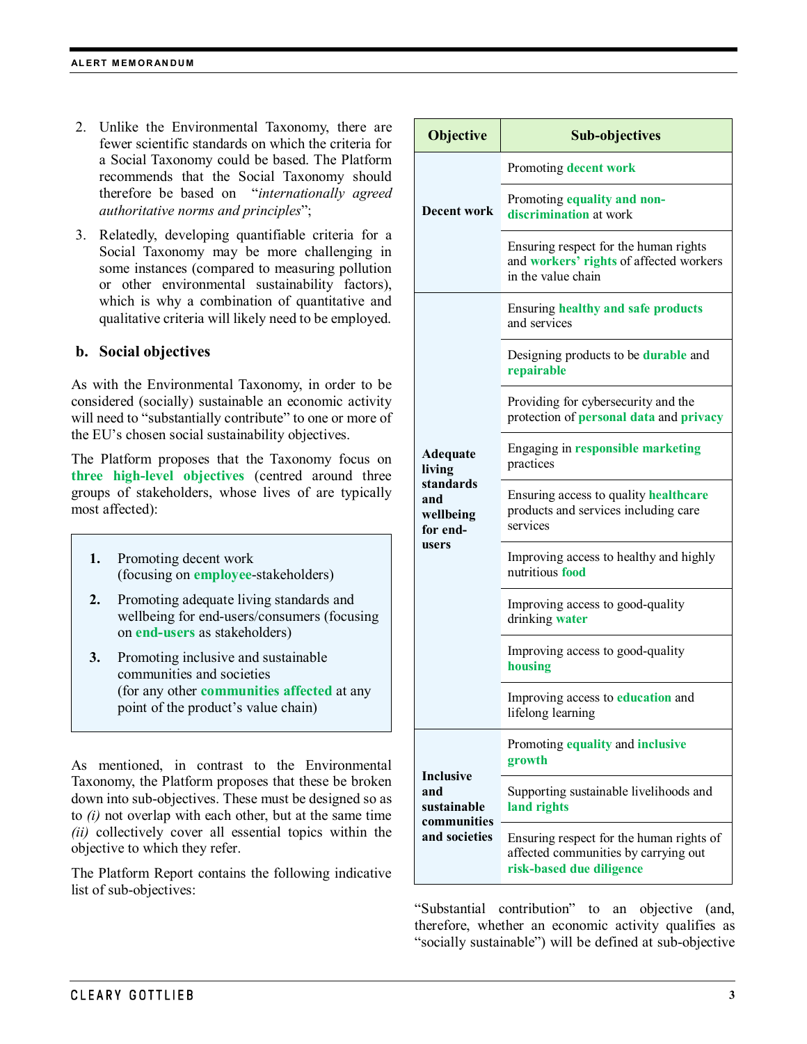2. Unlike the Environmental Taxonomy, there are fewer scientific standards on which the criteria for a Social Taxonomy could be based. The Platform recommends that the Social Taxonomy should therefore be based on "*internationally agreed authoritative norms and principles*";

3. Relatedly, developing quantifiable criteria for a Social Taxonomy may be more challenging in some instances (compared to measuring pollution or other environmental sustainability factors), which is why a combination of quantitative and qualitative criteria will likely need to be employed.

### b. Social objectives

As with the Environmental Taxonomy, in order to be considered (socially) sustainable an economic activity will need to "substantially contribute" to one or more of the EU's chosen social sustainability objectives.

The Platform proposes that the Taxonomy focus on **three high-level objectives** (centred around three groups of stakeholders, whose lives of are typically most affected):

> **1.** Promoting decent work (focusing on **employee**-stakeholders)
>
> **2.** Promoting adequate living standards and wellbeing for end-users/consumers (focusing on **end-users** as stakeholders)
>
> **3.** Promoting inclusive and sustainable communities and societies (for any other **communities affected** at any point of the product's value chain)

As mentioned, in contrast to the Environmental Taxonomy, the Platform proposes that these be broken down into sub-objectives. These must be designed so as to *(i)* not overlap with each other, but at the same time *(ii)* collectively cover all essential topics within the objective to which they refer.

The Platform Report contains the following indicative list of sub-objectives:

| Objective | Sub-objectives |
|---|---|
| **Decent work** | Promoting **decent work** |
| | Promoting **equality and non-discrimination** at work |
| | Ensuring respect for the human rights and **workers' rights** of affected workers in the value chain |
| **Adequate living standards and wellbeing for end-users** | Ensuring **healthy and safe products** and services |
| | Designing products to be **durable** and **repairable** |
| | Providing for cybersecurity and the protection of **personal data** and **privacy** |
| | Engaging in **responsible marketing** practices |
| | Ensuring access to quality **healthcare** products and services including care services |
| | Improving access to healthy and highly nutritious **food** |
| | Improving access to good-quality drinking **water** |
| | Improving access to good-quality **housing** |
| | Improving access to **education** and lifelong learning |
| **Inclusive and sustainable communities and societies** | Promoting **equality** and **inclusive growth** |
| | Supporting sustainable livelihoods and **land rights** |
| | Ensuring respect for the human rights of affected communities by carrying out **risk-based due diligence** |

"Substantial contribution" to an objective (and, therefore, whether an economic activity qualifies as "socially sustainable") will be defined at sub-objective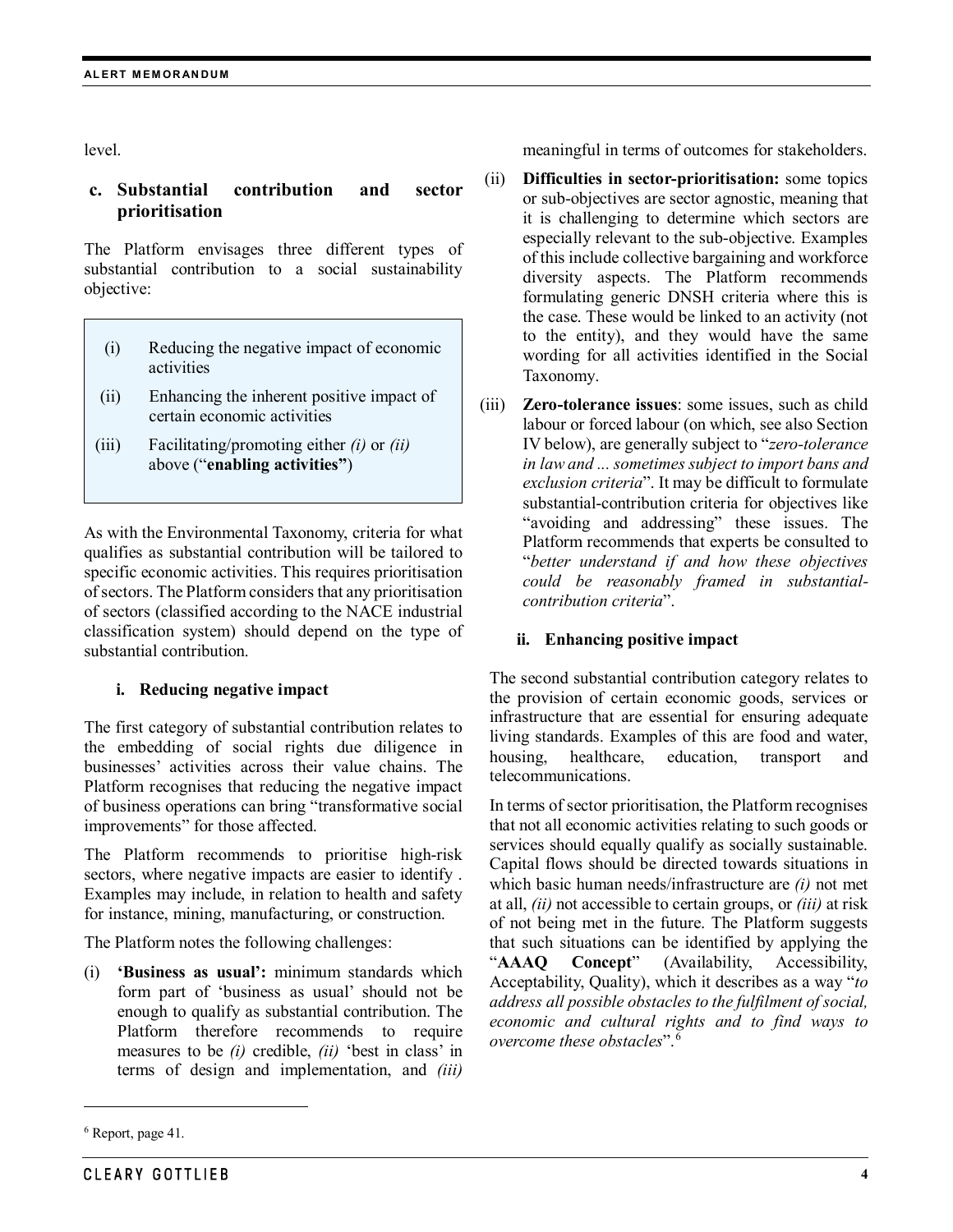level.

### c. Substantial contribution and sector prioritisation

The Platform envisages three different types of substantial contribution to a social sustainability objective:

> (i) Reducing the negative impact of economic activities
>
> (ii) Enhancing the inherent positive impact of certain economic activities
>
> (iii) Facilitating/promoting either *(i)* or *(ii)* above ("**enabling activities"**)

As with the Environmental Taxonomy, criteria for what qualifies as substantial contribution will be tailored to specific economic activities. This requires prioritisation of sectors. The Platform considers that any prioritisation of sectors (classified according to the NACE industrial classification system) should depend on the type of substantial contribution.

#### i. Reducing negative impact

The first category of substantial contribution relates to the embedding of social rights due diligence in businesses' activities across their value chains. The Platform recognises that reducing the negative impact of business operations can bring "transformative social improvements" for those affected.

The Platform recommends to prioritise high-risk sectors, where negative impacts are easier to identify . Examples may include, in relation to health and safety for instance, mining, manufacturing, or construction.

The Platform notes the following challenges:

(i) **'Business as usual':** minimum standards which form part of 'business as usual' should not be enough to qualify as substantial contribution. The Platform therefore recommends to require measures to be *(i)* credible, *(ii)* 'best in class' in terms of design and implementation, and *(iii)* meaningful in terms of outcomes for stakeholders.

(ii) **Difficulties in sector-prioritisation:** some topics or sub-objectives are sector agnostic, meaning that it is challenging to determine which sectors are especially relevant to the sub-objective. Examples of this include collective bargaining and workforce diversity aspects. The Platform recommends formulating generic DNSH criteria where this is the case. These would be linked to an activity (not to the entity), and they would have the same wording for all activities identified in the Social Taxonomy.

(iii) **Zero-tolerance issues**: some issues, such as child labour or forced labour (on which, see also Section IV below), are generally subject to "*zero-tolerance in law and ... sometimes subject to import bans and exclusion criteria*". It may be difficult to formulate substantial-contribution criteria for objectives like "avoiding and addressing" these issues. The Platform recommends that experts be consulted to "*better understand if and how these objectives could be reasonably framed in substantial-contribution criteria*".

#### ii. Enhancing positive impact

The second substantial contribution category relates to the provision of certain economic goods, services or infrastructure that are essential for ensuring adequate living standards. Examples of this are food and water, housing, healthcare, education, transport and telecommunications.

In terms of sector prioritisation, the Platform recognises that not all economic activities relating to such goods or services should equally qualify as socially sustainable. Capital flows should be directed towards situations in which basic human needs/infrastructure are *(i)* not met at all, *(ii)* not accessible to certain groups, or *(iii)* at risk of not being met in the future. The Platform suggests that such situations can be identified by applying the "**AAAQ Concept**" (Availability, Accessibility, Acceptability, Quality), which it describes as a way "*to address all possible obstacles to the fulfilment of social, economic and cultural rights and to find ways to overcome these obstacles*".[6]

[6] Report, page 41.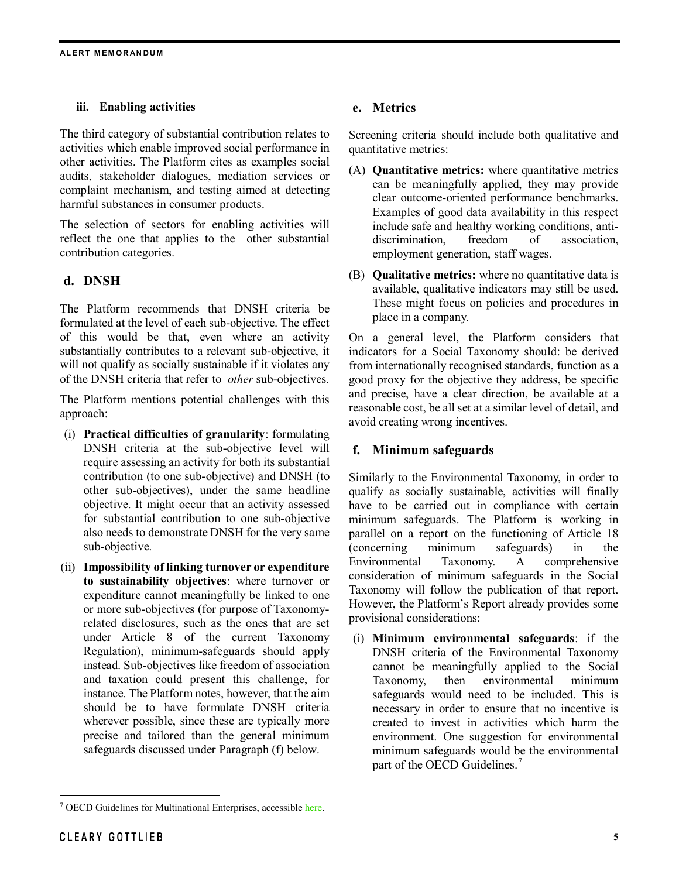#### iii. Enabling activities

The third category of substantial contribution relates to activities which enable improved social performance in other activities. The Platform cites as examples social audits, stakeholder dialogues, mediation services or complaint mechanism, and testing aimed at detecting harmful substances in consumer products.

The selection of sectors for enabling activities will reflect the one that applies to the other substantial contribution categories.

### d. DNSH

The Platform recommends that DNSH criteria be formulated at the level of each sub-objective. The effect of this would be that, even where an activity substantially contributes to a relevant sub-objective, it will not qualify as socially sustainable if it violates any of the DNSH criteria that refer to *other* sub-objectives.

The Platform mentions potential challenges with this approach:

(i) **Practical difficulties of granularity**: formulating DNSH criteria at the sub-objective level will require assessing an activity for both its substantial contribution (to one sub-objective) and DNSH (to other sub-objectives), under the same headline objective. It might occur that an activity assessed for substantial contribution to one sub-objective also needs to demonstrate DNSH for the very same sub-objective.

(ii) **Impossibility of linking turnover or expenditure to sustainability objectives**: where turnover or expenditure cannot meaningfully be linked to one or more sub-objectives (for purpose of Taxonomy-related disclosures, such as the ones that are set under Article 8 of the current Taxonomy Regulation), minimum-safeguards should apply instead. Sub-objectives like freedom of association and taxation could present this challenge, for instance. The Platform notes, however, that the aim should be to have formulate DNSH criteria wherever possible, since these are typically more precise and tailored than the general minimum safeguards discussed under Paragraph (f) below.

### e. Metrics

Screening criteria should include both qualitative and quantitative metrics:

(A) **Quantitative metrics:** where quantitative metrics can be meaningfully applied, they may provide clear outcome-oriented performance benchmarks. Examples of good data availability in this respect include safe and healthy working conditions, anti-discrimination, freedom of association, employment generation, staff wages.

(B) **Qualitative metrics:** where no quantitative data is available, qualitative indicators may still be used. These might focus on policies and procedures in place in a company.

On a general level, the Platform considers that indicators for a Social Taxonomy should: be derived from internationally recognised standards, function as a good proxy for the objective they address, be specific and precise, have a clear direction, be available at a reasonable cost, be all set at a similar level of detail, and avoid creating wrong incentives.

### f. Minimum safeguards

Similarly to the Environmental Taxonomy, in order to qualify as socially sustainable, activities will finally have to be carried out in compliance with certain minimum safeguards. The Platform is working in parallel on a report on the functioning of Article 18 (concerning minimum safeguards) in the Environmental Taxonomy. A comprehensive consideration of minimum safeguards in the Social Taxonomy will follow the publication of that report. However, the Platform's Report already provides some provisional considerations:

(i) **Minimum environmental safeguards**: if the DNSH criteria of the Environmental Taxonomy cannot be meaningfully applied to the Social Taxonomy, then environmental minimum safeguards would need to be included. This is necessary in order to ensure that no incentive is created to invest in activities which harm the environment. One suggestion for environmental minimum safeguards would be the environmental part of the OECD Guidelines.[7]

[7] OECD Guidelines for Multinational Enterprises, accessible here.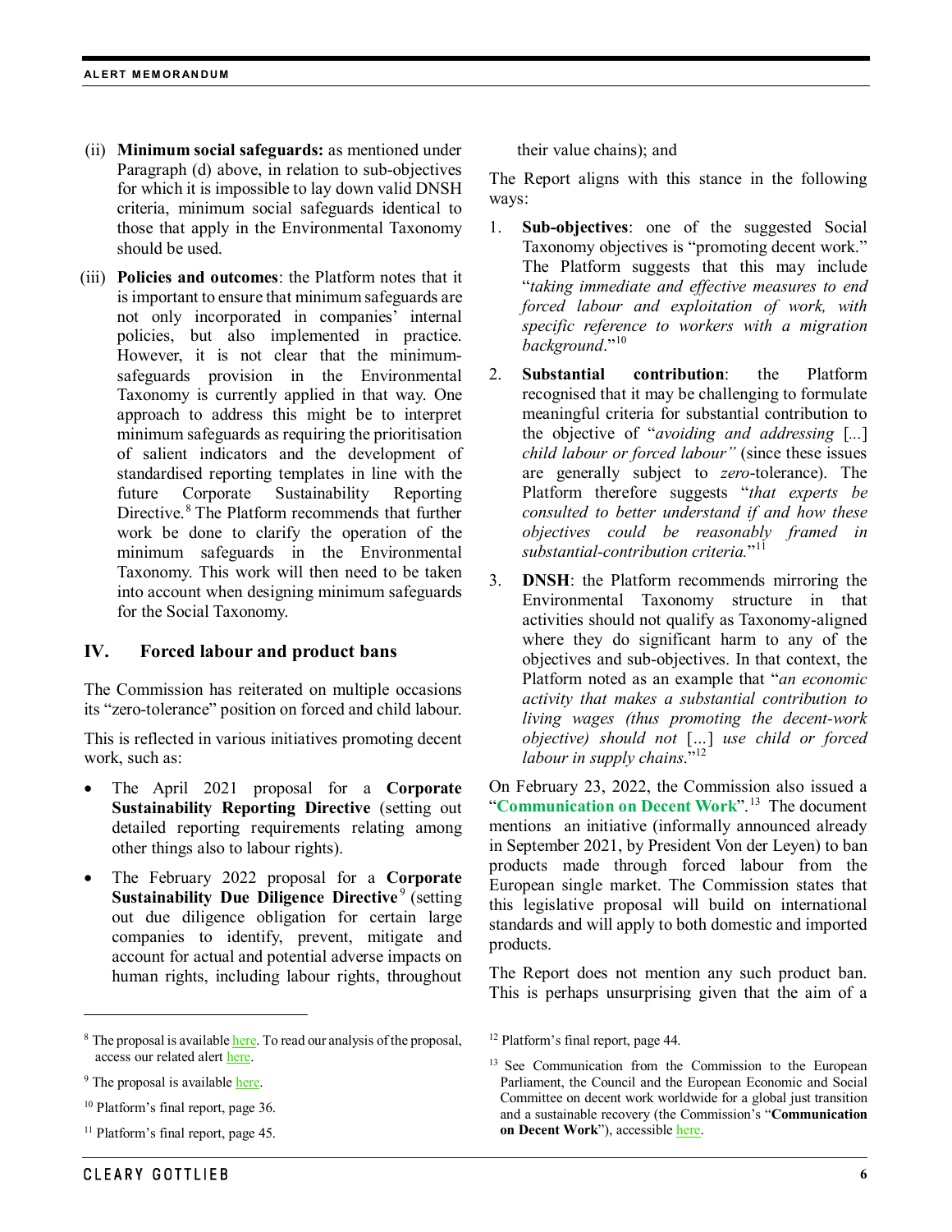(ii) **Minimum social safeguards:** as mentioned under Paragraph (d) above, in relation to sub-objectives for which it is impossible to lay down valid DNSH criteria, minimum social safeguards identical to those that apply in the Environmental Taxonomy should be used.

(iii) **Policies and outcomes**: the Platform notes that it is important to ensure that minimum safeguards are not only incorporated in companies' internal policies, but also implemented in practice. However, it is not clear that the minimum-safeguards provision in the Environmental Taxonomy is currently applied in that way. One approach to address this might be to interpret minimum safeguards as requiring the prioritisation of salient indicators and the development of standardised reporting templates in line with the future Corporate Sustainability Reporting Directive.[8] The Platform recommends that further work be done to clarify the operation of the minimum safeguards in the Environmental Taxonomy. This work will then need to be taken into account when designing minimum safeguards for the Social Taxonomy.

## IV. Forced labour and product bans

The Commission has reiterated on multiple occasions its "zero-tolerance" position on forced and child labour.

This is reflected in various initiatives promoting decent work, such as:

- The April 2021 proposal for a **Corporate Sustainability Reporting Directive** (setting out detailed reporting requirements relating among other things also to labour rights).
- The February 2022 proposal for a **Corporate Sustainability Due Diligence Directive**[9] (setting out due diligence obligation for certain large companies to identify, prevent, mitigate and account for actual and potential adverse impacts on human rights, including labour rights, throughout their value chains); and

The Report aligns with this stance in the following ways:

1. **Sub-objectives**: one of the suggested Social Taxonomy objectives is "promoting decent work." The Platform suggests that this may include "*taking immediate and effective measures to end forced labour and exploitation of work, with specific reference to workers with a migration background*."[10]
2. **Substantial contribution**: the Platform recognised that it may be challenging to formulate meaningful criteria for substantial contribution to the objective of "*avoiding and addressing* [...] *child labour or forced labour"* (since these issues are generally subject to *zero*-tolerance). The Platform therefore suggests "*that experts be consulted to better understand if and how these objectives could be reasonably framed in substantial-contribution criteria.*"[11]
3. **DNSH**: the Platform recommends mirroring the Environmental Taxonomy structure in that activities should not qualify as Taxonomy-aligned where they do significant harm to any of the objectives and sub-objectives. In that context, the Platform noted as an example that "*an economic activity that makes a substantial contribution to living wages (thus promoting the decent-work objective) should not* [...] *use child or forced labour in supply chains*."[12]

On February 23, 2022, the Commission also issued a "**Communication on Decent Work**".[13] The document mentions an initiative (informally announced already in September 2021, by President Von der Leyen) to ban products made through forced labour from the European single market. The Commission states that this legislative proposal will build on international standards and will apply to both domestic and imported products.

The Report does not mention any such product ban. This is perhaps unsurprising given that the aim of a

---

[8] The proposal is available here. To read our analysis of the proposal, access our related alert here.

[9] The proposal is available here.

[10] Platform's final report, page 36.

[11] Platform's final report, page 45.

[12] Platform's final report, page 44.

[13] See Communication from the Commission to the European Parliament, the Council and the European Economic and Social Committee on decent work worldwide for a global just transition and a sustainable recovery (the Commission's "**Communication on Decent Work**"), accessible here.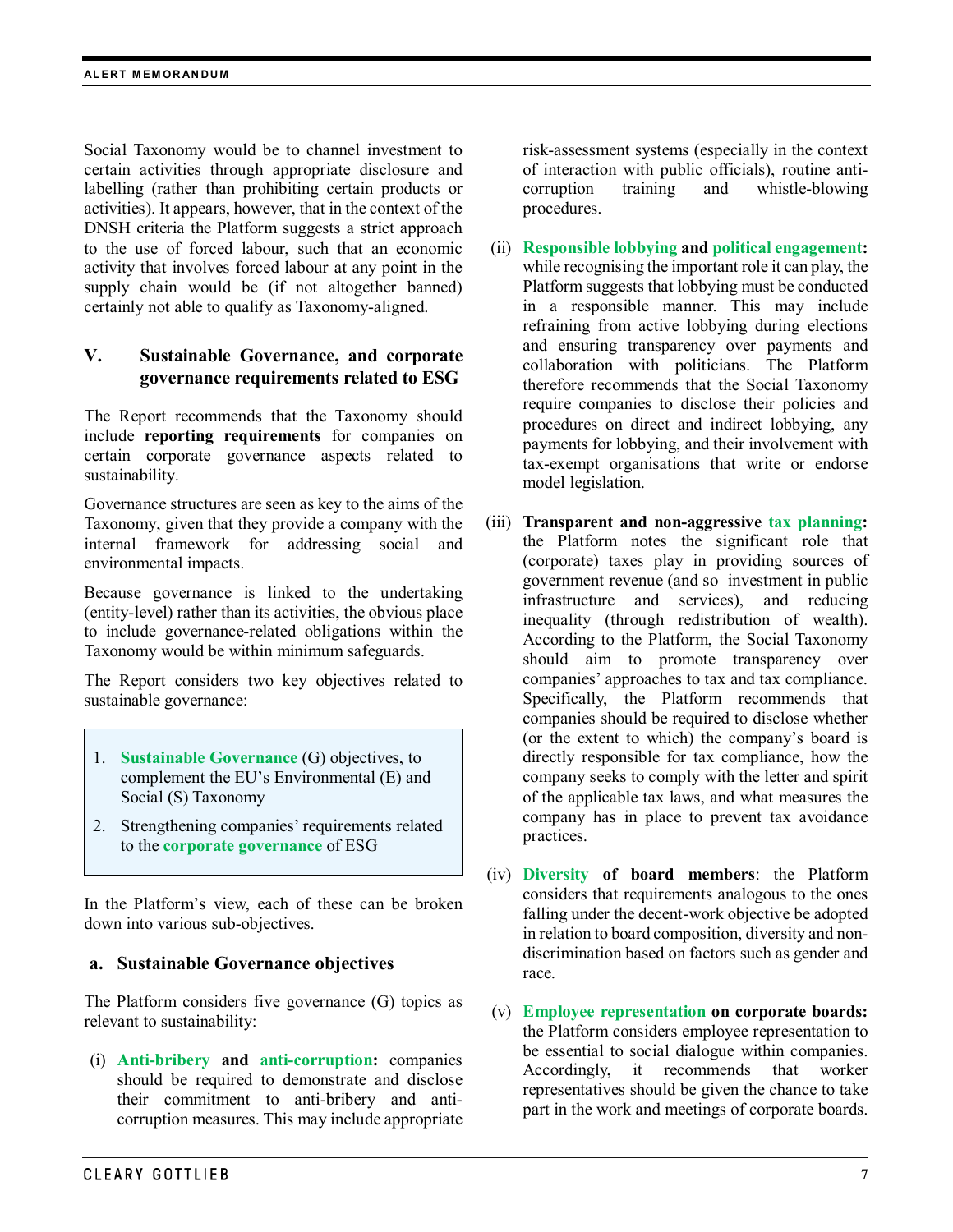Social Taxonomy would be to channel investment to certain activities through appropriate disclosure and labelling (rather than prohibiting certain products or activities). It appears, however, that in the context of the DNSH criteria the Platform suggests a strict approach to the use of forced labour, such that an economic activity that involves forced labour at any point in the supply chain would be (if not altogether banned) certainly not able to qualify as Taxonomy-aligned.

## V. Sustainable Governance, and corporate governance requirements related to ESG

The Report recommends that the Taxonomy should include **reporting requirements** for companies on certain corporate governance aspects related to sustainability.

Governance structures are seen as key to the aims of the Taxonomy, given that they provide a company with the internal framework for addressing social and environmental impacts.

Because governance is linked to the undertaking (entity-level) rather than its activities, the obvious place to include governance-related obligations within the Taxonomy would be within minimum safeguards.

The Report considers two key objectives related to sustainable governance:

> 1. **Sustainable Governance** (G) objectives, to complement the EU's Environmental (E) and Social (S) Taxonomy
> 2. Strengthening companies' requirements related to the **corporate governance** of ESG

In the Platform's view, each of these can be broken down into various sub-objectives.

### a. Sustainable Governance objectives

The Platform considers five governance (G) topics as relevant to sustainability:

(i) **Anti-bribery and anti-corruption:** companies should be required to demonstrate and disclose their commitment to anti-bribery and anti-corruption measures. This may include appropriate risk-assessment systems (especially in the context of interaction with public officials), routine anti-corruption training and whistle-blowing procedures.

(ii) **Responsible lobbying and political engagement:** while recognising the important role it can play, the Platform suggests that lobbying must be conducted in a responsible manner. This may include refraining from active lobbying during elections and ensuring transparency over payments and collaboration with politicians. The Platform therefore recommends that the Social Taxonomy require companies to disclose their policies and procedures on direct and indirect lobbying, any payments for lobbying, and their involvement with tax-exempt organisations that write or endorse model legislation.

(iii) **Transparent and non-aggressive tax planning:** the Platform notes the significant role that (corporate) taxes play in providing sources of government revenue (and so investment in public infrastructure and services), and reducing inequality (through redistribution of wealth). According to the Platform, the Social Taxonomy should aim to promote transparency over companies' approaches to tax and tax compliance. Specifically, the Platform recommends that companies should be required to disclose whether (or the extent to which) the company's board is directly responsible for tax compliance, how the company seeks to comply with the letter and spirit of the applicable tax laws, and what measures the company has in place to prevent tax avoidance practices.

(iv) **Diversity of board members**: the Platform considers that requirements analogous to the ones falling under the decent-work objective be adopted in relation to board composition, diversity and non-discrimination based on factors such as gender and race.

(v) **Employee representation on corporate boards:** the Platform considers employee representation to be essential to social dialogue within companies. Accordingly, it recommends that worker representatives should be given the chance to take part in the work and meetings of corporate boards.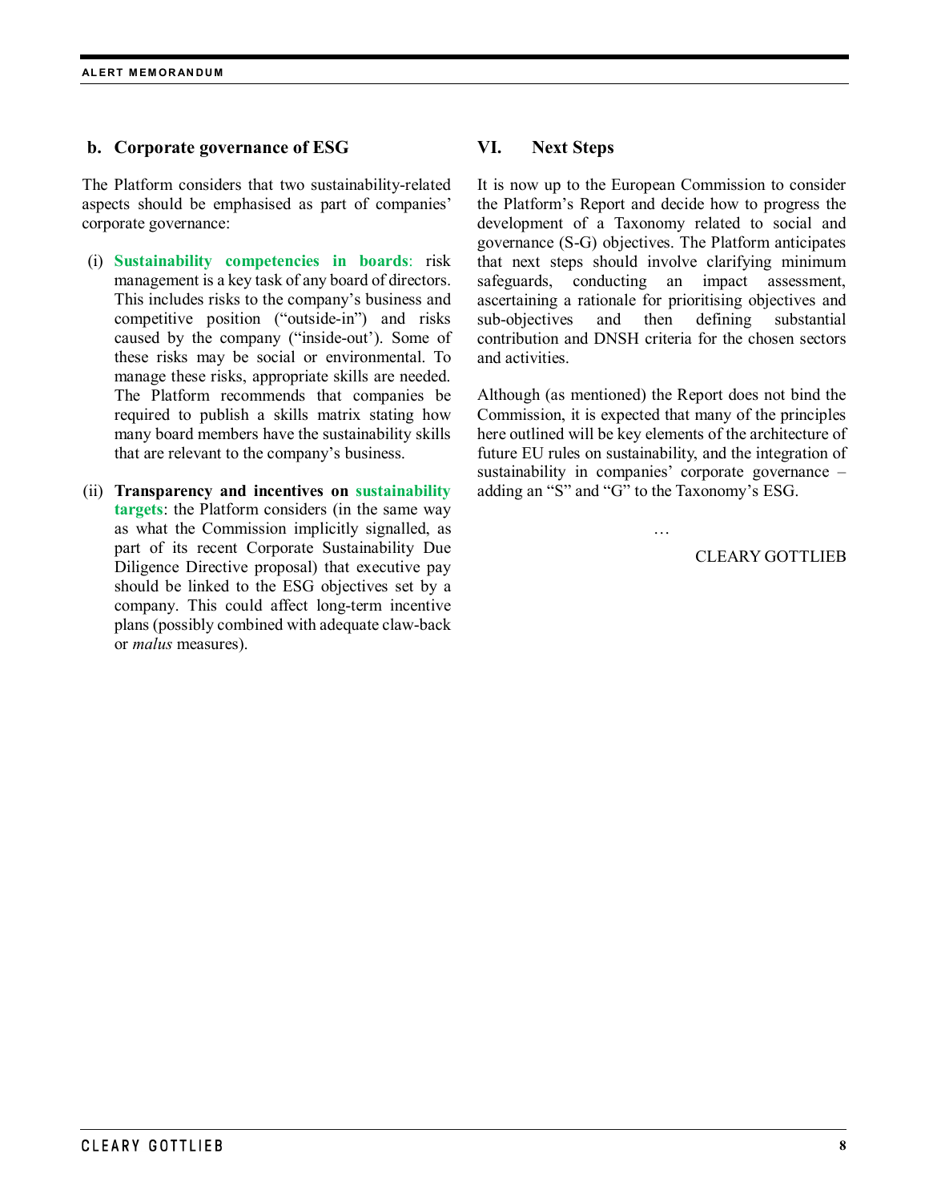### b. Corporate governance of ESG

The Platform considers that two sustainability-related aspects should be emphasised as part of companies' corporate governance:

(i) **Sustainability competencies in boards**: risk management is a key task of any board of directors. This includes risks to the company's business and competitive position ("outside-in") and risks caused by the company ("inside-out'). Some of these risks may be social or environmental. To manage these risks, appropriate skills are needed. The Platform recommends that companies be required to publish a skills matrix stating how many board members have the sustainability skills that are relevant to the company's business.

(ii) **Transparency and incentives on sustainability targets**: the Platform considers (in the same way as what the Commission implicitly signalled, as part of its recent Corporate Sustainability Due Diligence Directive proposal) that executive pay should be linked to the ESG objectives set by a company. This could affect long-term incentive plans (possibly combined with adequate claw-back or *malus* measures).

## VI. Next Steps

It is now up to the European Commission to consider the Platform's Report and decide how to progress the development of a Taxonomy related to social and governance (S-G) objectives. The Platform anticipates that next steps should involve clarifying minimum safeguards, conducting an impact assessment, ascertaining a rationale for prioritising objectives and sub-objectives and then defining substantial contribution and DNSH criteria for the chosen sectors and activities.

Although (as mentioned) the Report does not bind the Commission, it is expected that many of the principles here outlined will be key elements of the architecture of future EU rules on sustainability, and the integration of sustainability in companies' corporate governance – adding an "S" and "G" to the Taxonomy's ESG.

…

CLEARY GOTTLIEB